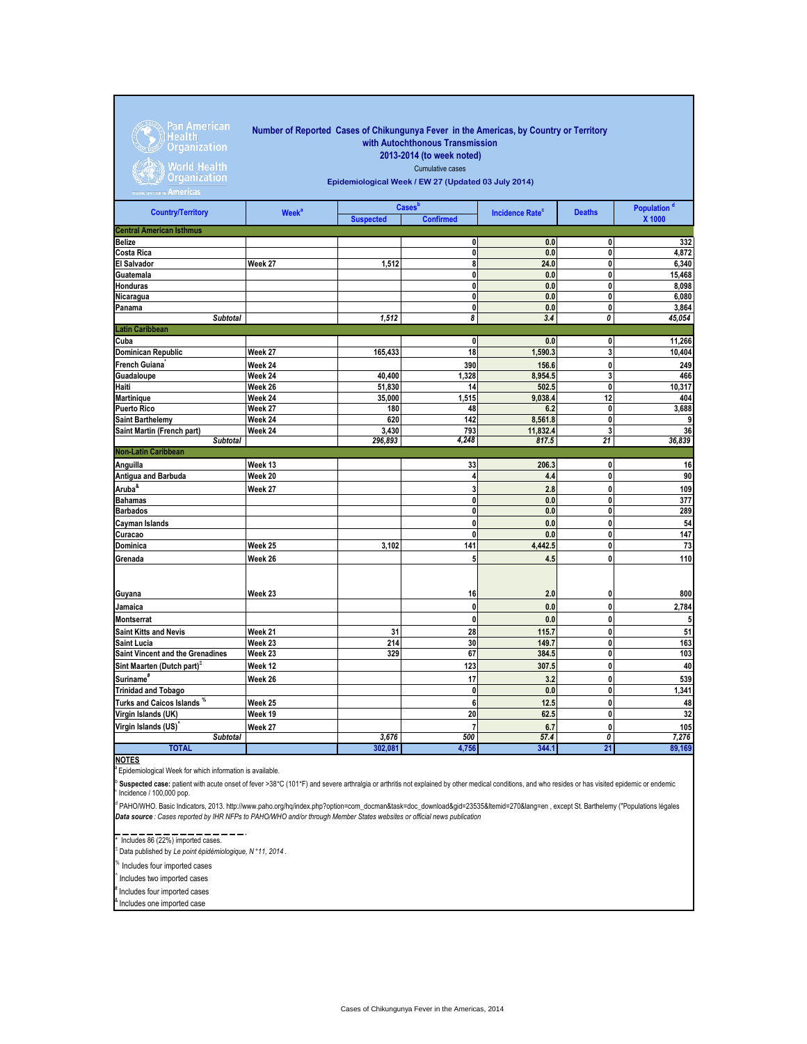Pan American Health Organization
World Health Organization
Regional Office for the Americas

# Number of Reported Cases of Chikungunya Fever in the Americas, by Country or Territory with Autochthonous Transmission 2013-2014 (to week noted)

Cumulative cases

**Epidemiological Week / EW 27 (Updated 03 July 2014)**

| Country/Territory | Week[a] | Cases[b] | | Incidence Rate[c] | Deaths | Population[d] X 1000 |
|---|---|---|---|---|---|---|
| | | Suspected | Confirmed | | | |
| **Central American Isthmus** | | | | | | |
| Belize | | | 0 | 0.0 | 0 | 332 |
| Costa Rica | | | 0 | 0.0 | 0 | 4,872 |
| El Salvador | Week 27 | 1,512 | 8 | 24.0 | 0 | 6,340 |
| Guatemala | | | 0 | 0.0 | 0 | 15,468 |
| Honduras | | | 0 | 0.0 | 0 | 8,098 |
| Nicaragua | | | 0 | 0.0 | 0 | 6,080 |
| Panama | | | 0 | 0.0 | 0 | 3,864 |
| *Subtotal* | | *1,512* | *8* | *3.4* | *0* | *45,054* |
| **Latin Caribbean** | | | | | | |
| Cuba | | | 0 | 0.0 | 0 | 11,266 |
| Dominican Republic | Week 27 | 165,433 | 18 | 1,590.3 | 3 | 10,404 |
| French Guiana* | Week 24 | | 390 | 156.6 | 0 | 249 |
| Guadaloupe | Week 24 | 40,400 | 1,328 | 8,954.5 | 3 | 466 |
| Haiti | Week 26 | 51,830 | 14 | 502.5 | 0 | 10,317 |
| Martinique | Week 24 | 35,000 | 1,515 | 9,038.4 | 12 | 404 |
| Puerto Rico | Week 27 | 180 | 48 | 6.2 | 0 | 3,688 |
| Saint Barthelemy | Week 24 | 620 | 142 | 8,561.8 | 0 | 9 |
| Saint Martin (French part) | Week 24 | 3,430 | 793 | 11,832.4 | 3 | 36 |
| *Subtotal* | | *296,893* | *4,248* | *817.5* | *21* | *36,839* |
| **Non-Latin Caribbean** | | | | | | |
| Anguilla | Week 13 | | 33 | 206.3 | 0 | 16 |
| Antigua and Barbuda | Week 20 | | 4 | 4.4 | 0 | 90 |
| Aruba[&] | Week 27 | | 3 | 2.8 | 0 | 109 |
| Bahamas | | | 0 | 0.0 | 0 | 377 |
| Barbados | | | 0 | 0.0 | 0 | 289 |
| Cayman Islands | | | 0 | 0.0 | 0 | 54 |
| Curacao | | | 0 | 0.0 | 0 | 147 |
| Dominica | Week 25 | 3,102 | 141 | 4,442.5 | 0 | 73 |
| Grenada | Week 26 | | 5 | 4.5 | 0 | 110 |
| Guyana | Week 23 | | 16 | 2.0 | 0 | 800 |
| Jamaica | | | 0 | 0.0 | 0 | 2,784 |
| Montserrat | | | 0 | 0.0 | 0 | 5 |
| Saint Kitts and Nevis | Week 21 | 31 | 28 | 115.7 | 0 | 51 |
| Saint Lucia | Week 23 | 214 | 30 | 149.7 | 0 | 163 |
| Saint Vincent and the Grenadines | Week 23 | 329 | 67 | 384.5 | 0 | 103 |
| Sint Maarten (Dutch part)[£] | Week 12 | | 123 | 307.5 | 0 | 40 |
| Suriname[#] | Week 26 | | 17 | 3.2 | 0 | 539 |
| Trinidad and Tobago | | | 0 | 0.0 | 0 | 1,341 |
| Turks and Caicos Islands[%] | Week 25 | | 6 | 12.5 | 0 | 48 |
| Virgin Islands (UK) | Week 19 | | 20 | 62.5 | 0 | 32 |
| Virgin Islands (US)[^] | Week 27 | | 7 | 6.7 | 0 | 105 |
| *Subtotal* | | *3,676* | *500* | *57.4* | *0* | *7,276* |
| **TOTAL** | | **302,081** | **4,756** | **344.1** | **21** | **89,169** |

**NOTES**

[a] Epidemiological Week for which information is available.

[b] **Suspected case:** patient with acute onset of fever >38°C (101°F) and severe arthralgia or arthritis not explained by other medical conditions, and who resides or has visited epidemic or endemic

[c] Incidence / 100,000 pop.

[d] PAHO/WHO. Basic Indicators, 2013. http://www.paho.org/hq/index.php?option=com_docman&task=doc_download&gid=23535&Itemid=270&lang=en , except St. Barthelemy ("Populations légales

***Data source*** *: Cases reported by IHR NFPs to PAHO/WHO and/or through Member States websites or official news publication*

---

\* Includes 86 (22%) imported cases.

£ Data published by *Le point épidémiologique, N°11, 2014*.

% Includes four imported cases

^ Includes two imported cases

\# Includes four imported cases

& Includes one imported case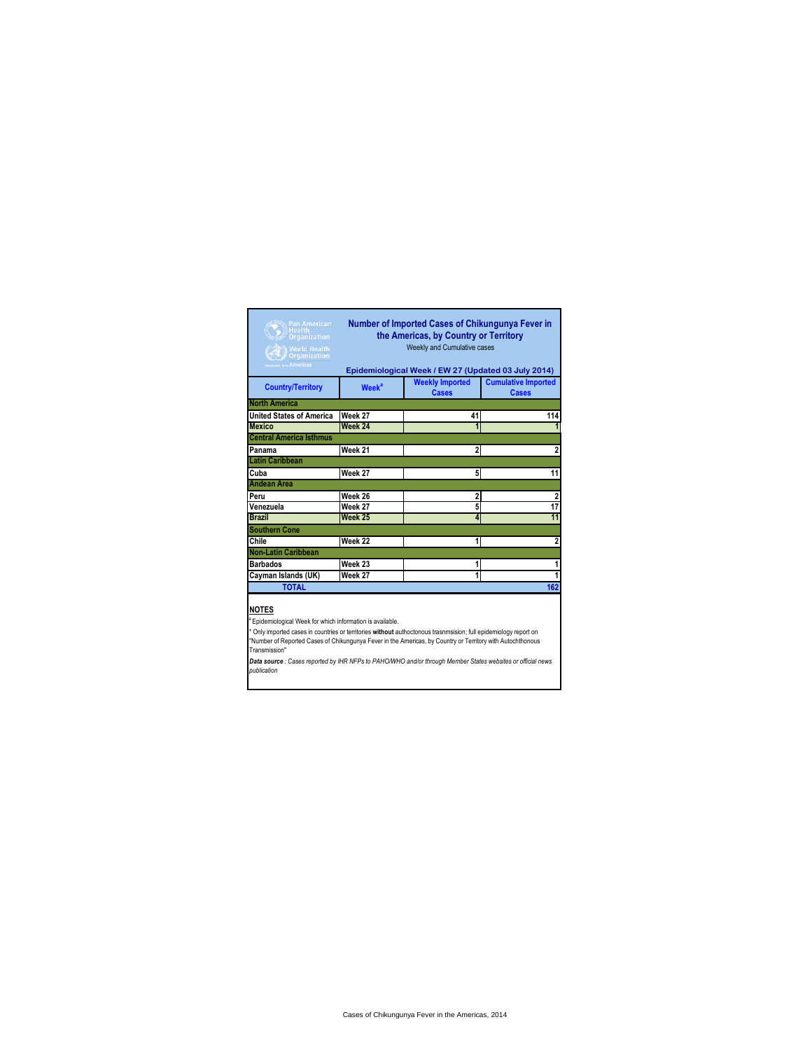## Number of Imported Cases of Chikungunya Fever in the Americas, by Country or Territory

Weekly and Cumulative cases

**Epidemiological Week / EW 27 (Updated 03 July 2014)**

| Country/Territory | Week[a] | Weekly Imported Cases | Cumulative Imported Cases |
|---|---|---|---|
| **North America** | | | |
| United States of America | Week 27 | 41 | 114 |
| Mexico | Week 24 | 1 | 1 |
| **Central America Isthmus** | | | |
| Panama | Week 21 | 2 | 2 |
| **Latin Caribbean** | | | |
| Cuba | Week 27 | 5 | 11 |
| **Andean Area** | | | |
| Peru | Week 26 | 2 | 2 |
| Venezuela | Week 27 | 5 | 17 |
| Brazil | Week 25 | 4 | 11 |
| **Southern Cone** | | | |
| Chile | Week 22 | 1 | 2 |
| **Non-Latin Caribbean** | | | |
| Barbados | Week 23 | 1 | 1 |
| Cayman Islands (UK) | Week 27 | 1 | 1 |
| **TOTAL** | | | **162** |

**NOTES**

[a] Epidemiological Week for which information is available.

[*] Only imported cases in countries or territories **without** authoctonous trasnmsision; full epidemiology report on "Number of Reported Cases of Chikungunya Fever in the Americas, by Country or Territory with Autochthonous Transmission"

***Data source** : Cases reported by IHR NFPs to PAHO/WHO and/or through Member States websites or official news publication*